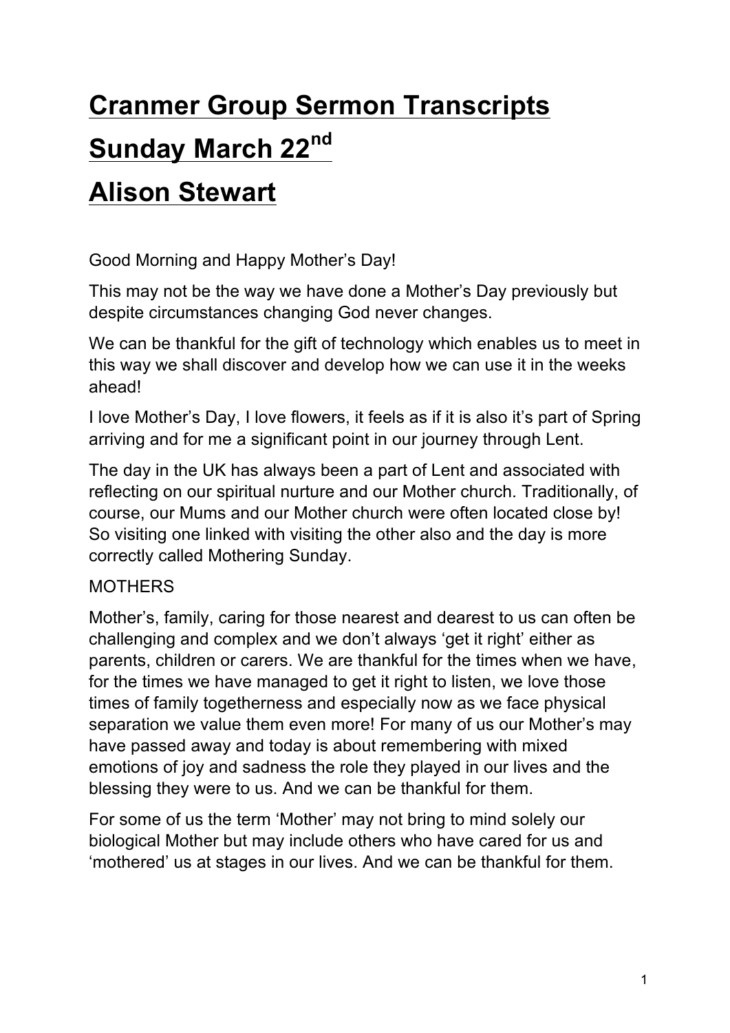# Cranmer Group Sermon Transcripts

# Sunday March 22nd

# Alison Stewart

Good Morning and Happy Mother's Day!

This may not be the way we have done a Mother's Day previously but despite circumstances changing God never changes.

We can be thankful for the gift of technology which enables us to meet in this way we shall discover and develop how we can use it in the weeks ahead!

I love Mother's Day, I love flowers, it feels as if it is also it's part of Spring arriving and for me a significant point in our journey through Lent.

The day in the UK has always been a part of Lent and associated with reflecting on our spiritual nurture and our Mother church. Traditionally, of course, our Mums and our Mother church were often located close by! So visiting one linked with visiting the other also and the day is more correctly called Mothering Sunday.

MOTHERS

Mother's, family, caring for those nearest and dearest to us can often be challenging and complex and we don't always 'get it right' either as parents, children or carers. We are thankful for the times when we have, for the times we have managed to get it right to listen, we love those times of family togetherness and especially now as we face physical separation we value them even more! For many of us our Mother's may have passed away and today is about remembering with mixed emotions of joy and sadness the role they played in our lives and the blessing they were to us. And we can be thankful for them.

For some of us the term 'Mother' may not bring to mind solely our biological Mother but may include others who have cared for us and 'mothered' us at stages in our lives. And we can be thankful for them.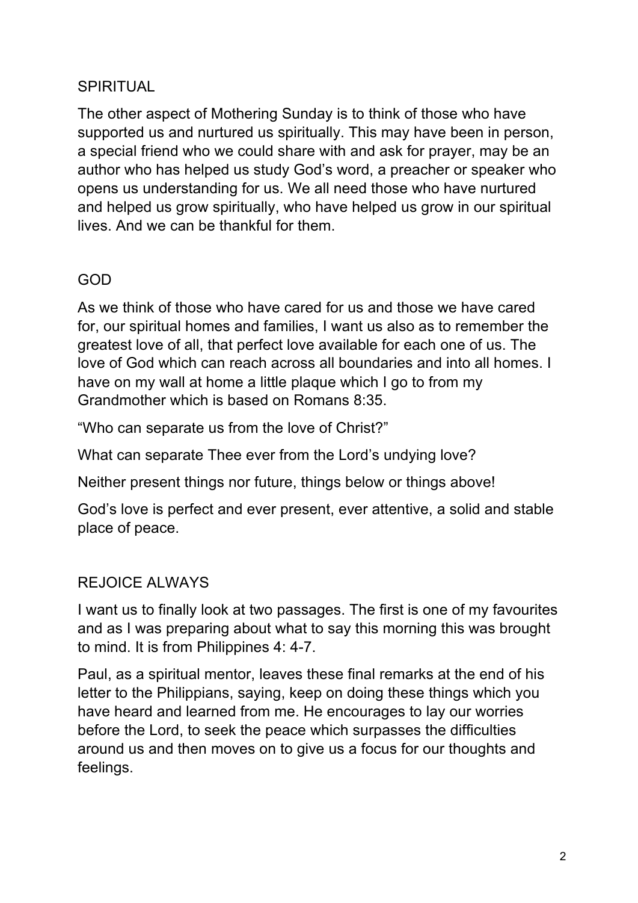## SPIRITUAL

The other aspect of Mothering Sunday is to think of those who have supported us and nurtured us spiritually. This may have been in person, a special friend who we could share with and ask for prayer, may be an author who has helped us study God's word, a preacher or speaker who opens us understanding for us. We all need those who have nurtured and helped us grow spiritually, who have helped us grow in our spiritual lives. And we can be thankful for them.

## GOD

As we think of those who have cared for us and those we have cared for, our spiritual homes and families, I want us also as to remember the greatest love of all, that perfect love available for each one of us. The love of God which can reach across all boundaries and into all homes. I have on my wall at home a little plaque which I go to from my Grandmother which is based on Romans 8:35.

"Who can separate us from the love of Christ?"

What can separate Thee ever from the Lord's undying love?

Neither present things nor future, things below or things above!

God's love is perfect and ever present, ever attentive, a solid and stable place of peace.

## REJOICE ALWAYS

I want us to finally look at two passages. The first is one of my favourites and as I was preparing about what to say this morning this was brought to mind. It is from Philippines 4: 4-7.

Paul, as a spiritual mentor, leaves these final remarks at the end of his letter to the Philippians, saying, keep on doing these things which you have heard and learned from me. He encourages to lay our worries before the Lord, to seek the peace which surpasses the difficulties around us and then moves on to give us a focus for our thoughts and feelings.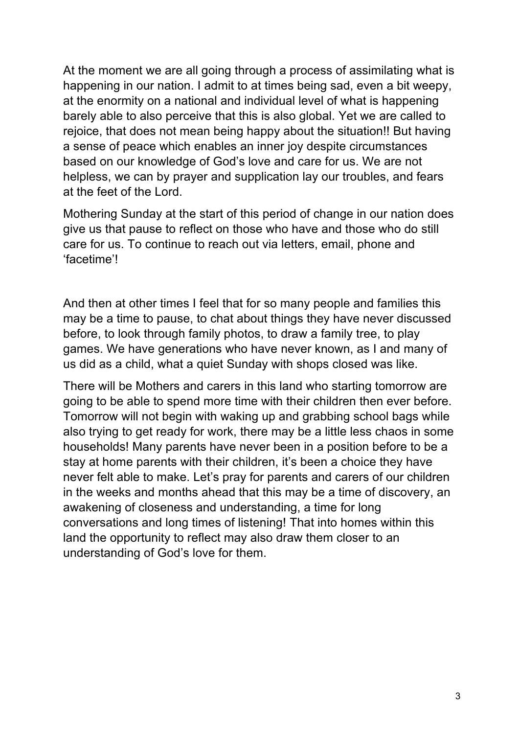At the moment we are all going through a process of assimilating what is happening in our nation. I admit to at times being sad, even a bit weepy, at the enormity on a national and individual level of what is happening barely able to also perceive that this is also global. Yet we are called to rejoice, that does not mean being happy about the situation!! But having a sense of peace which enables an inner joy despite circumstances based on our knowledge of God's love and care for us. We are not helpless, we can by prayer and supplication lay our troubles, and fears at the feet of the Lord.

Mothering Sunday at the start of this period of change in our nation does give us that pause to reflect on those who have and those who do still care for us. To continue to reach out via letters, email, phone and 'facetime'!

And then at other times I feel that for so many people and families this may be a time to pause, to chat about things they have never discussed before, to look through family photos, to draw a family tree, to play games. We have generations who have never known, as I and many of us did as a child, what a quiet Sunday with shops closed was like.

There will be Mothers and carers in this land who starting tomorrow are going to be able to spend more time with their children then ever before. Tomorrow will not begin with waking up and grabbing school bags while also trying to get ready for work, there may be a little less chaos in some households! Many parents have never been in a position before to be a stay at home parents with their children, it's been a choice they have never felt able to make. Let's pray for parents and carers of our children in the weeks and months ahead that this may be a time of discovery, an awakening of closeness and understanding, a time for long conversations and long times of listening! That into homes within this land the opportunity to reflect may also draw them closer to an understanding of God's love for them.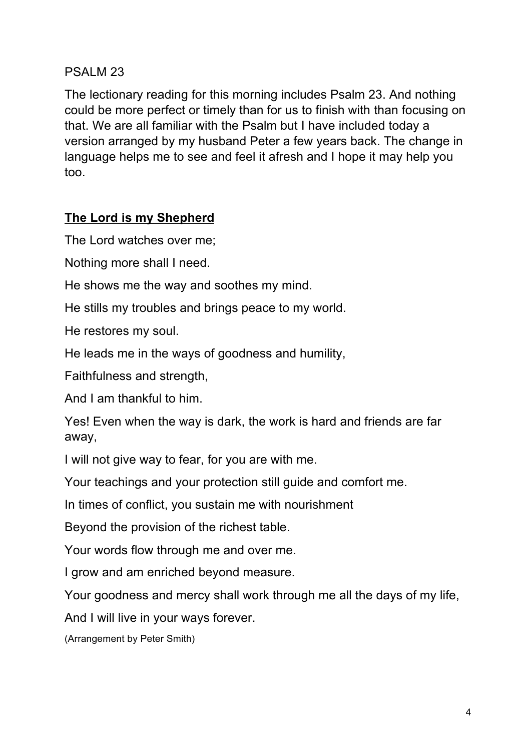PSALM 23

The lectionary reading for this morning includes Psalm 23. And nothing could be more perfect or timely than for us to finish with than focusing on that. We are all familiar with the Psalm but I have included today a version arranged by my husband Peter a few years back. The change in language helps me to see and feel it afresh and I hope it may help you too.

**<u>The Lord is my Shepherd</u>**

The Lord watches over me;

Nothing more shall I need.

He shows me the way and soothes my mind.

He stills my troubles and brings peace to my world.

He restores my soul.

He leads me in the ways of goodness and humility,

Faithfulness and strength,

And I am thankful to him.

Yes! Even when the way is dark, the work is hard and friends are far away,

I will not give way to fear, for you are with me.

Your teachings and your protection still guide and comfort me.

In times of conflict, you sustain me with nourishment

Beyond the provision of the richest table.

Your words flow through me and over me.

I grow and am enriched beyond measure.

Your goodness and mercy shall work through me all the days of my life,

And I will live in your ways forever.

(Arrangement by Peter Smith)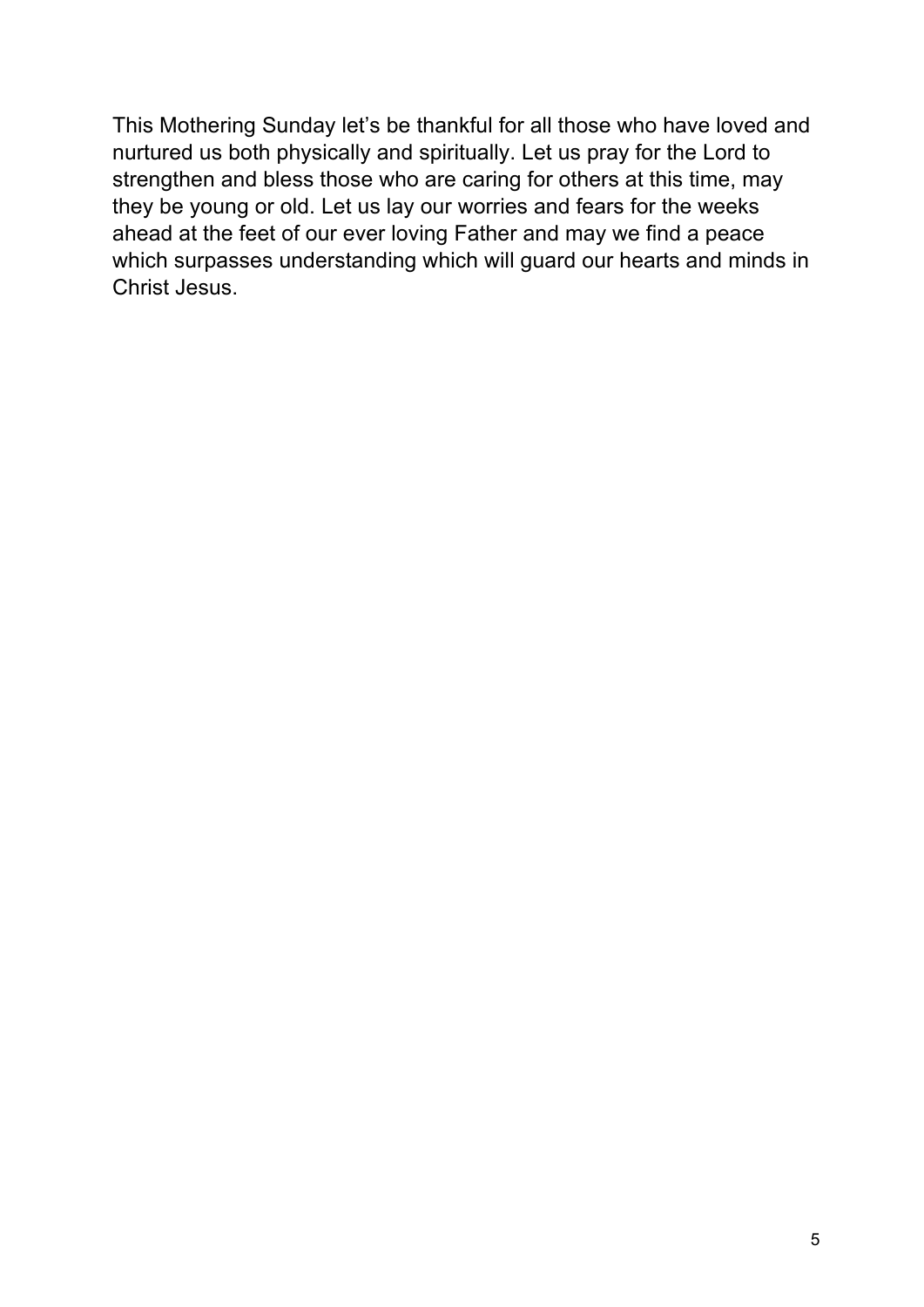This Mothering Sunday let’s be thankful for all those who have loved and nurtured us both physically and spiritually. Let us pray for the Lord to strengthen and bless those who are caring for others at this time, may they be young or old. Let us lay our worries and fears for the weeks ahead at the feet of our ever loving Father and may we find a peace which surpasses understanding which will guard our hearts and minds in Christ Jesus.